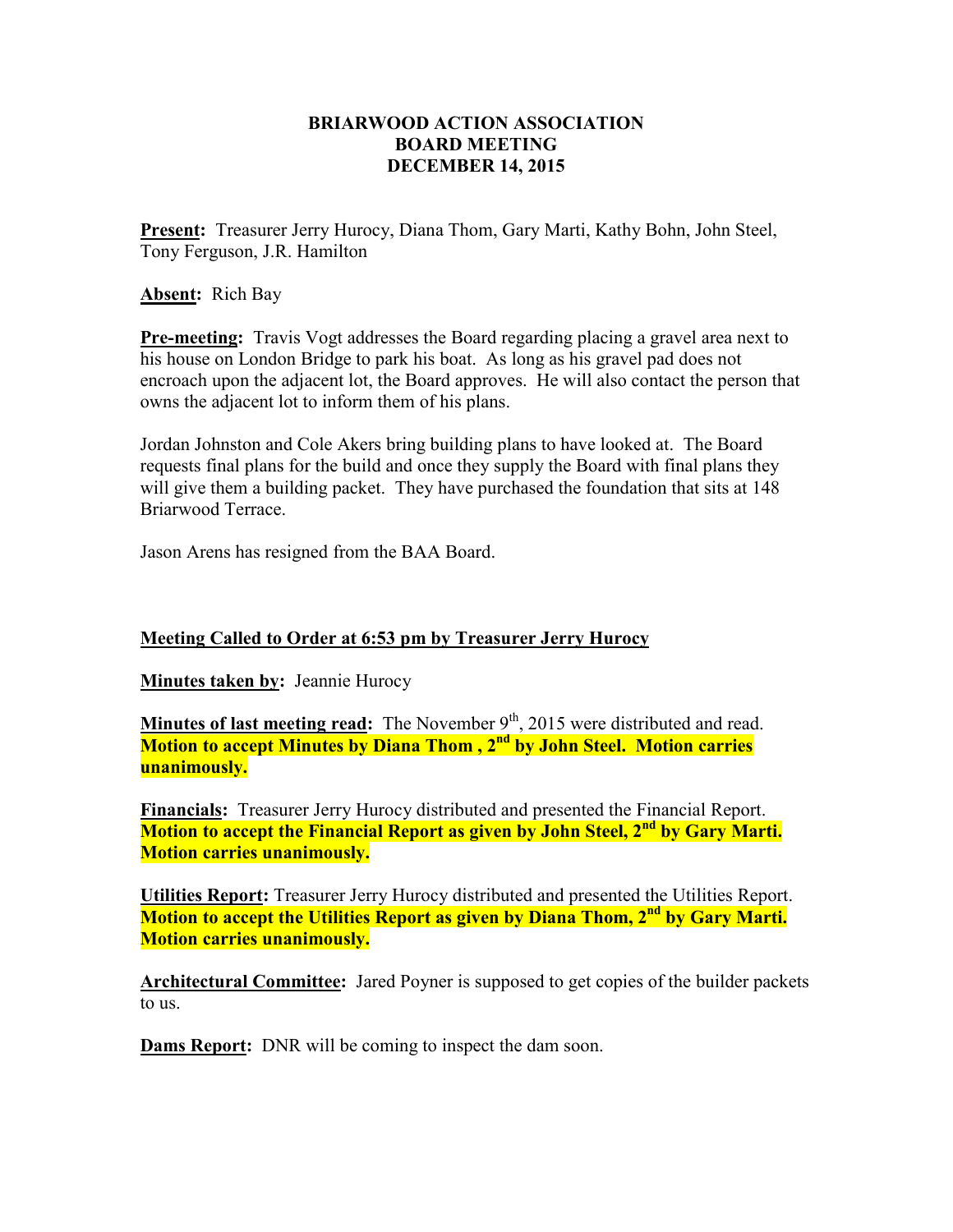**BRIARWOOD ACTION ASSOCIATION**
**BOARD MEETING**
**DECEMBER 14, 2015**

**Present:** Treasurer Jerry Hurocy, Diana Thom, Gary Marti, Kathy Bohn, John Steel, Tony Ferguson, J.R. Hamilton

**Absent:** Rich Bay

**Pre-meeting:** Travis Vogt addresses the Board regarding placing a gravel area next to his house on London Bridge to park his boat. As long as his gravel pad does not encroach upon the adjacent lot, the Board approves. He will also contact the person that owns the adjacent lot to inform them of his plans.

Jordan Johnston and Cole Akers bring building plans to have looked at. The Board requests final plans for the build and once they supply the Board with final plans they will give them a building packet. They have purchased the foundation that sits at 148 Briarwood Terrace.

Jason Arens has resigned from the BAA Board.

**Meeting Called to Order at 6:53 pm by Treasurer Jerry Hurocy**

**Minutes taken by:** Jeannie Hurocy

**Minutes of last meeting read:** The November 9th, 2015 were distributed and read. **Motion to accept Minutes by Diana Thom , 2nd by John Steel. Motion carries unanimously.**

**Financials:** Treasurer Jerry Hurocy distributed and presented the Financial Report. **Motion to accept the Financial Report as given by John Steel, 2nd by Gary Marti. Motion carries unanimously.**

**Utilities Report:** Treasurer Jerry Hurocy distributed and presented the Utilities Report. **Motion to accept the Utilities Report as given by Diana Thom, 2nd by Gary Marti. Motion carries unanimously.**

**Architectural Committee:** Jared Poyner is supposed to get copies of the builder packets to us.

**Dams Report:** DNR will be coming to inspect the dam soon.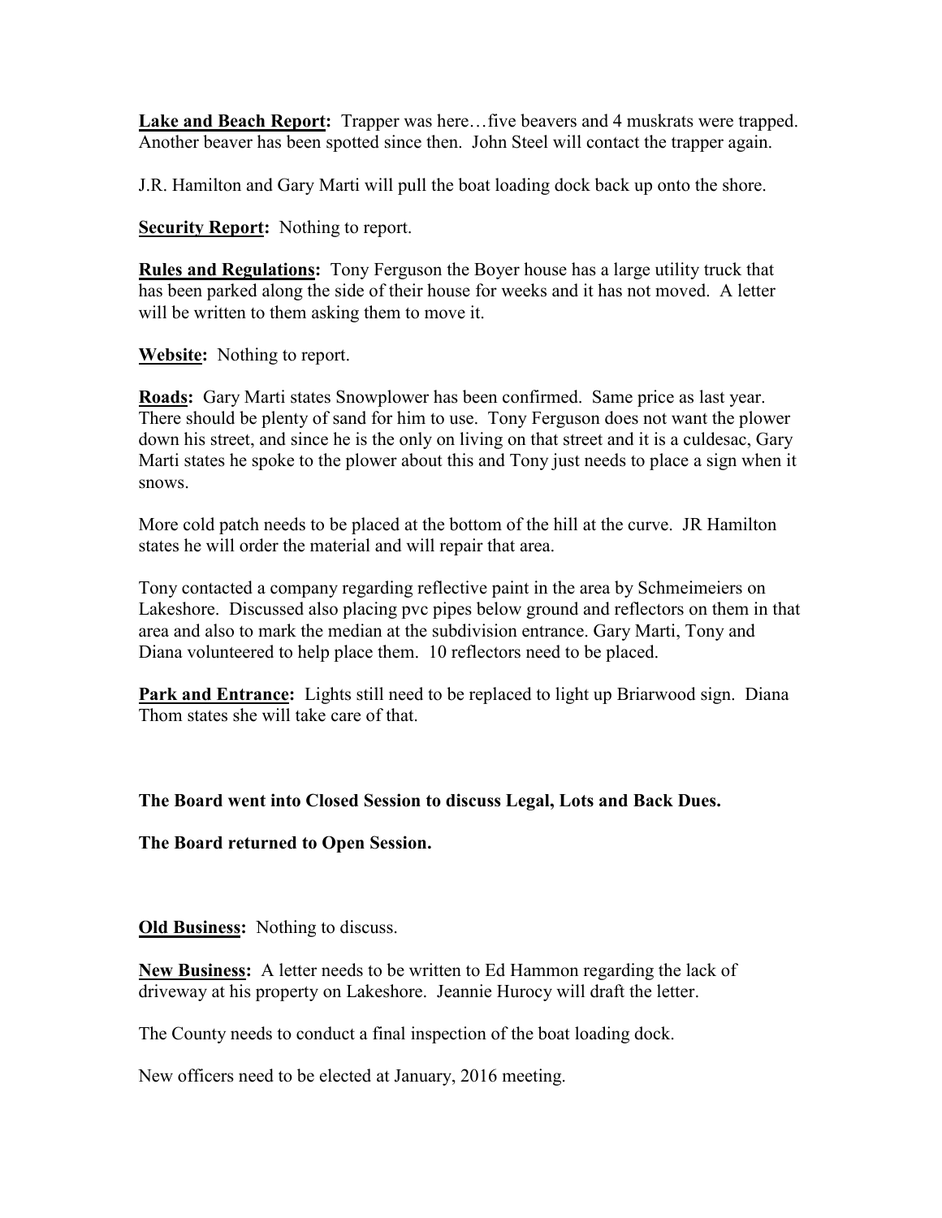**Lake and Beach Report:** Trapper was here…five beavers and 4 muskrats were trapped. Another beaver has been spotted since then. John Steel will contact the trapper again.

J.R. Hamilton and Gary Marti will pull the boat loading dock back up onto the shore.

**Security Report:** Nothing to report.

**Rules and Regulations:** Tony Ferguson the Boyer house has a large utility truck that has been parked along the side of their house for weeks and it has not moved. A letter will be written to them asking them to move it.

**Website:** Nothing to report.

**Roads:** Gary Marti states Snowplower has been confirmed. Same price as last year. There should be plenty of sand for him to use. Tony Ferguson does not want the plower down his street, and since he is the only on living on that street and it is a culdesac, Gary Marti states he spoke to the plower about this and Tony just needs to place a sign when it snows.

More cold patch needs to be placed at the bottom of the hill at the curve. JR Hamilton states he will order the material and will repair that area.

Tony contacted a company regarding reflective paint in the area by Schmeimeiers on Lakeshore. Discussed also placing pvc pipes below ground and reflectors on them in that area and also to mark the median at the subdivision entrance. Gary Marti, Tony and Diana volunteered to help place them. 10 reflectors need to be placed.

**Park and Entrance:** Lights still need to be replaced to light up Briarwood sign. Diana Thom states she will take care of that.

**The Board went into Closed Session to discuss Legal, Lots and Back Dues.**

**The Board returned to Open Session.**

**Old Business:** Nothing to discuss.

**New Business:** A letter needs to be written to Ed Hammon regarding the lack of driveway at his property on Lakeshore. Jeannie Hurocy will draft the letter.

The County needs to conduct a final inspection of the boat loading dock.

New officers need to be elected at January, 2016 meeting.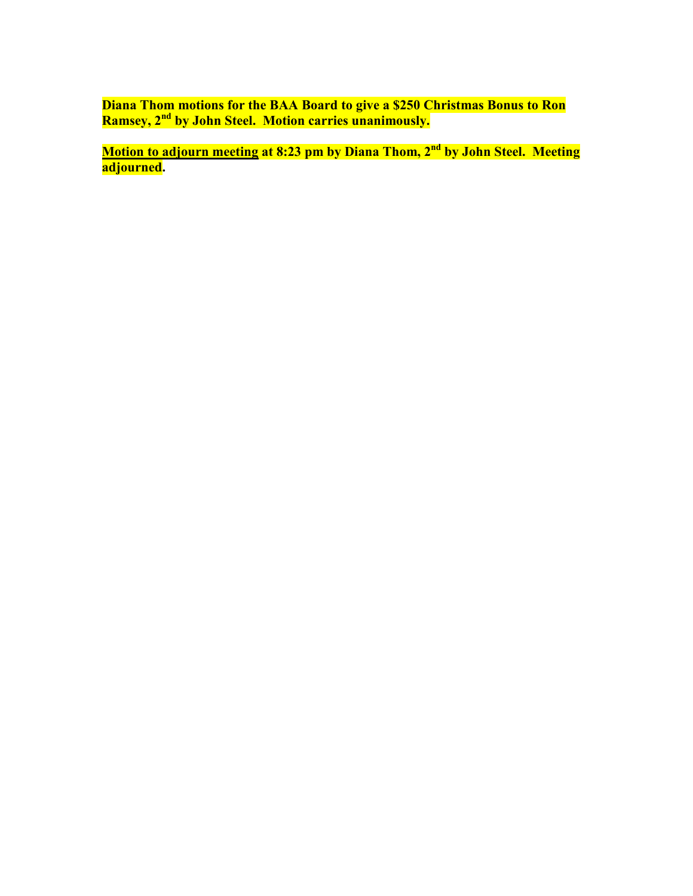**Diana Thom motions for the BAA Board to give a $250 Christmas Bonus to Ron Ramsey, 2nd by John Steel. Motion carries unanimously.**

**Motion to adjourn meeting at 8:23 pm by Diana Thom, 2nd by John Steel. Meeting adjourned.**